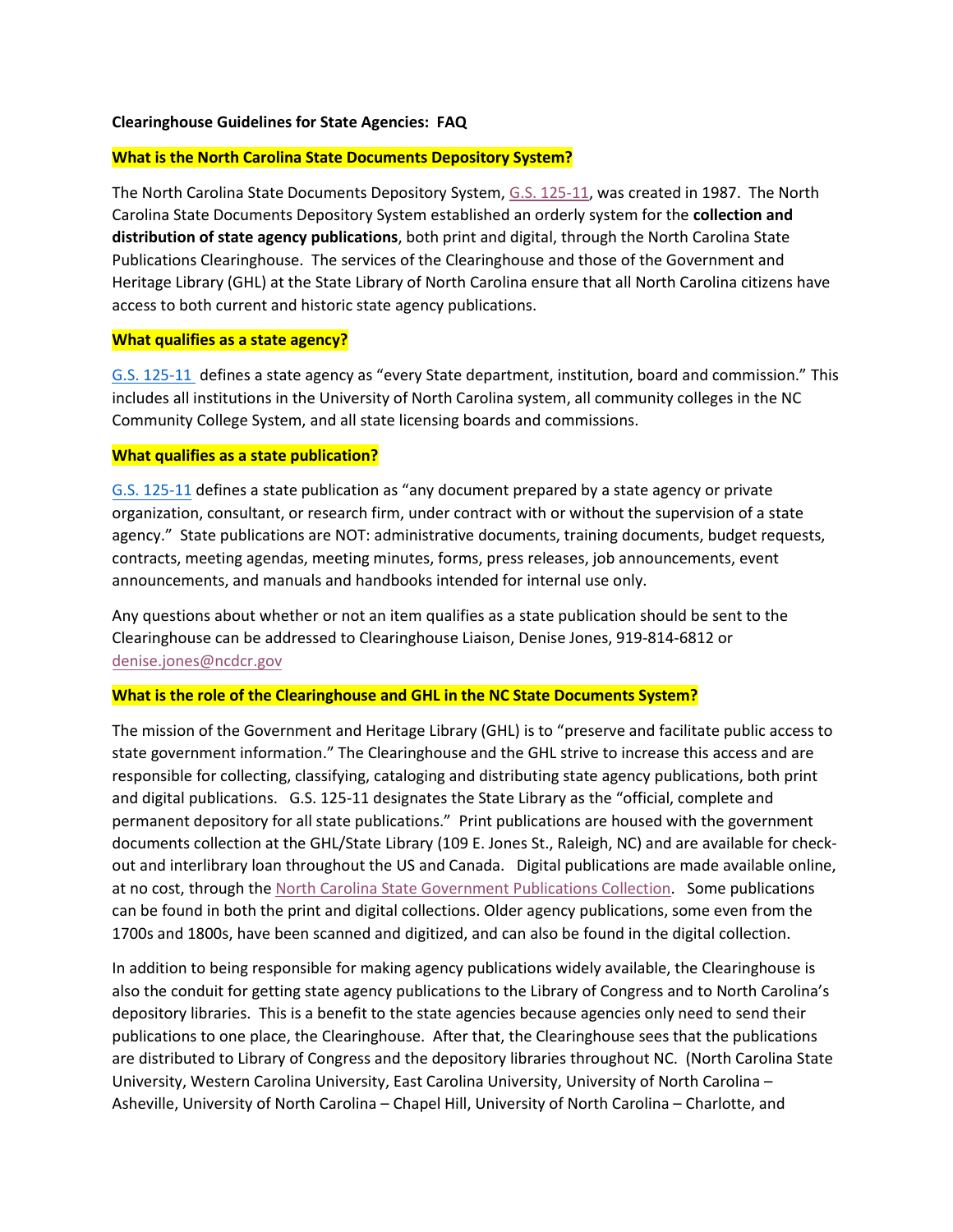**Clearinghouse Guidelines for State Agencies: FAQ**

## What is the North Carolina State Documents Depository System?

The North Carolina State Documents Depository System, G.S. 125-11, was created in 1987. The North Carolina State Documents Depository System established an orderly system for the **collection and distribution of state agency publications**, both print and digital, through the North Carolina State Publications Clearinghouse. The services of the Clearinghouse and those of the Government and Heritage Library (GHL) at the State Library of North Carolina ensure that all North Carolina citizens have access to both current and historic state agency publications.

## What qualifies as a state agency?

G.S. 125-11 defines a state agency as "every State department, institution, board and commission." This includes all institutions in the University of North Carolina system, all community colleges in the NC Community College System, and all state licensing boards and commissions.

## What qualifies as a state publication?

G.S. 125-11 defines a state publication as "any document prepared by a state agency or private organization, consultant, or research firm, under contract with or without the supervision of a state agency." State publications are NOT: administrative documents, training documents, budget requests, contracts, meeting agendas, meeting minutes, forms, press releases, job announcements, event announcements, and manuals and handbooks intended for internal use only.

Any questions about whether or not an item qualifies as a state publication should be sent to the Clearinghouse can be addressed to Clearinghouse Liaison, Denise Jones, 919-814-6812 or denise.jones@ncdcr.gov

## What is the role of the Clearinghouse and GHL in the NC State Documents System?

The mission of the Government and Heritage Library (GHL) is to "preserve and facilitate public access to state government information." The Clearinghouse and the GHL strive to increase this access and are responsible for collecting, classifying, cataloging and distributing state agency publications, both print and digital publications. G.S. 125-11 designates the State Library as the "official, complete and permanent depository for all state publications." Print publications are housed with the government documents collection at the GHL/State Library (109 E. Jones St., Raleigh, NC) and are available for check-out and interlibrary loan throughout the US and Canada. Digital publications are made available online, at no cost, through the North Carolina State Government Publications Collection. Some publications can be found in both the print and digital collections. Older agency publications, some even from the 1700s and 1800s, have been scanned and digitized, and can also be found in the digital collection.

In addition to being responsible for making agency publications widely available, the Clearinghouse is also the conduit for getting state agency publications to the Library of Congress and to North Carolina's depository libraries. This is a benefit to the state agencies because agencies only need to send their publications to one place, the Clearinghouse. After that, the Clearinghouse sees that the publications are distributed to Library of Congress and the depository libraries throughout NC. (North Carolina State University, Western Carolina University, East Carolina University, University of North Carolina – Asheville, University of North Carolina – Chapel Hill, University of North Carolina – Charlotte, and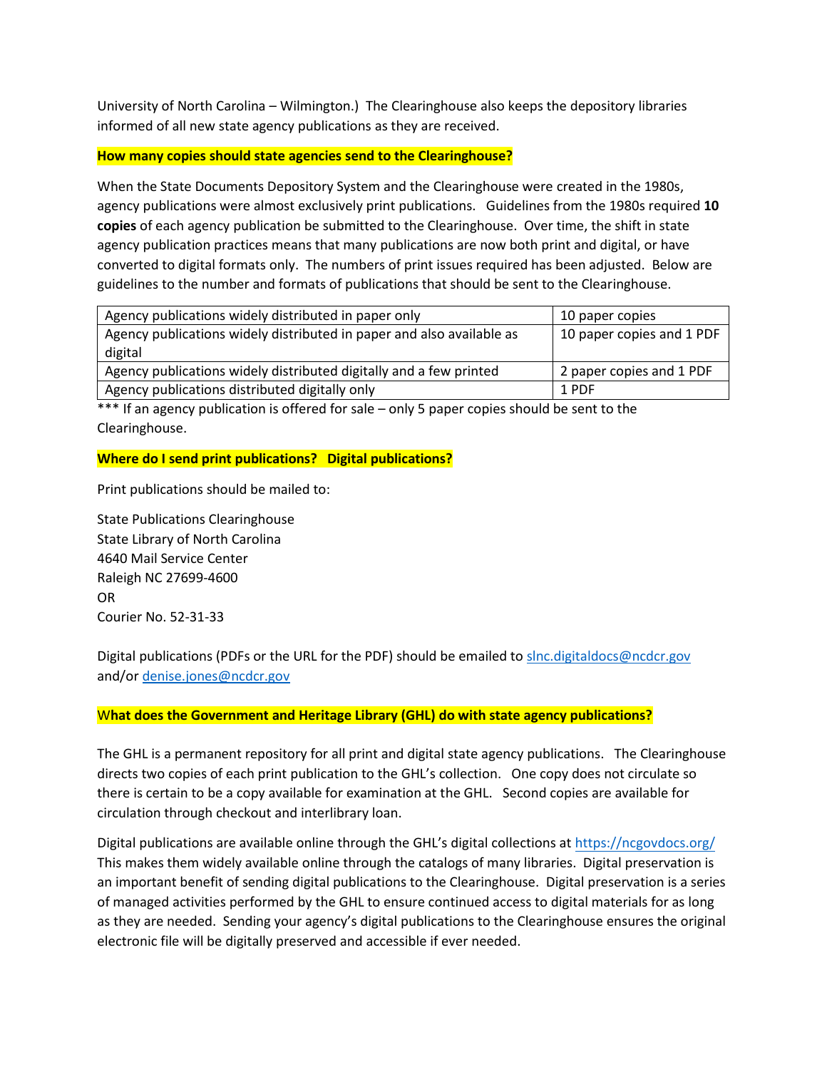University of North Carolina – Wilmington.) The Clearinghouse also keeps the depository libraries informed of all new state agency publications as they are received.

## How many copies should state agencies send to the Clearinghouse?

When the State Documents Depository System and the Clearinghouse were created in the 1980s, agency publications were almost exclusively print publications. Guidelines from the 1980s required **10 copies** of each agency publication be submitted to the Clearinghouse. Over time, the shift in state agency publication practices means that many publications are now both print and digital, or have converted to digital formats only. The numbers of print issues required has been adjusted. Below are guidelines to the number and formats of publications that should be sent to the Clearinghouse.

| Publication type | Copies to send |
| --- | --- |
| Agency publications widely distributed in paper only | 10 paper copies |
| Agency publications widely distributed in paper and also available as digital | 10 paper copies and 1 PDF |
| Agency publications widely distributed digitally and a few printed | 2 paper copies and 1 PDF |
| Agency publications distributed digitally only | 1 PDF |

*** If an agency publication is offered for sale – only 5 paper copies should be sent to the Clearinghouse.

## Where do I send print publications? Digital publications?

Print publications should be mailed to:

State Publications Clearinghouse
State Library of North Carolina
4640 Mail Service Center
Raleigh NC 27699-4600
OR
Courier No. 52-31-33

Digital publications (PDFs or the URL for the PDF) should be emailed to slnc.digitaldocs@ncdcr.gov and/or denise.jones@ncdcr.gov

## What does the Government and Heritage Library (GHL) do with state agency publications?

The GHL is a permanent repository for all print and digital state agency publications. The Clearinghouse directs two copies of each print publication to the GHL's collection. One copy does not circulate so there is certain to be a copy available for examination at the GHL. Second copies are available for circulation through checkout and interlibrary loan.

Digital publications are available online through the GHL's digital collections at https://ncgovdocs.org/ This makes them widely available online through the catalogs of many libraries. Digital preservation is an important benefit of sending digital publications to the Clearinghouse. Digital preservation is a series of managed activities performed by the GHL to ensure continued access to digital materials for as long as they are needed. Sending your agency's digital publications to the Clearinghouse ensures the original electronic file will be digitally preserved and accessible if ever needed.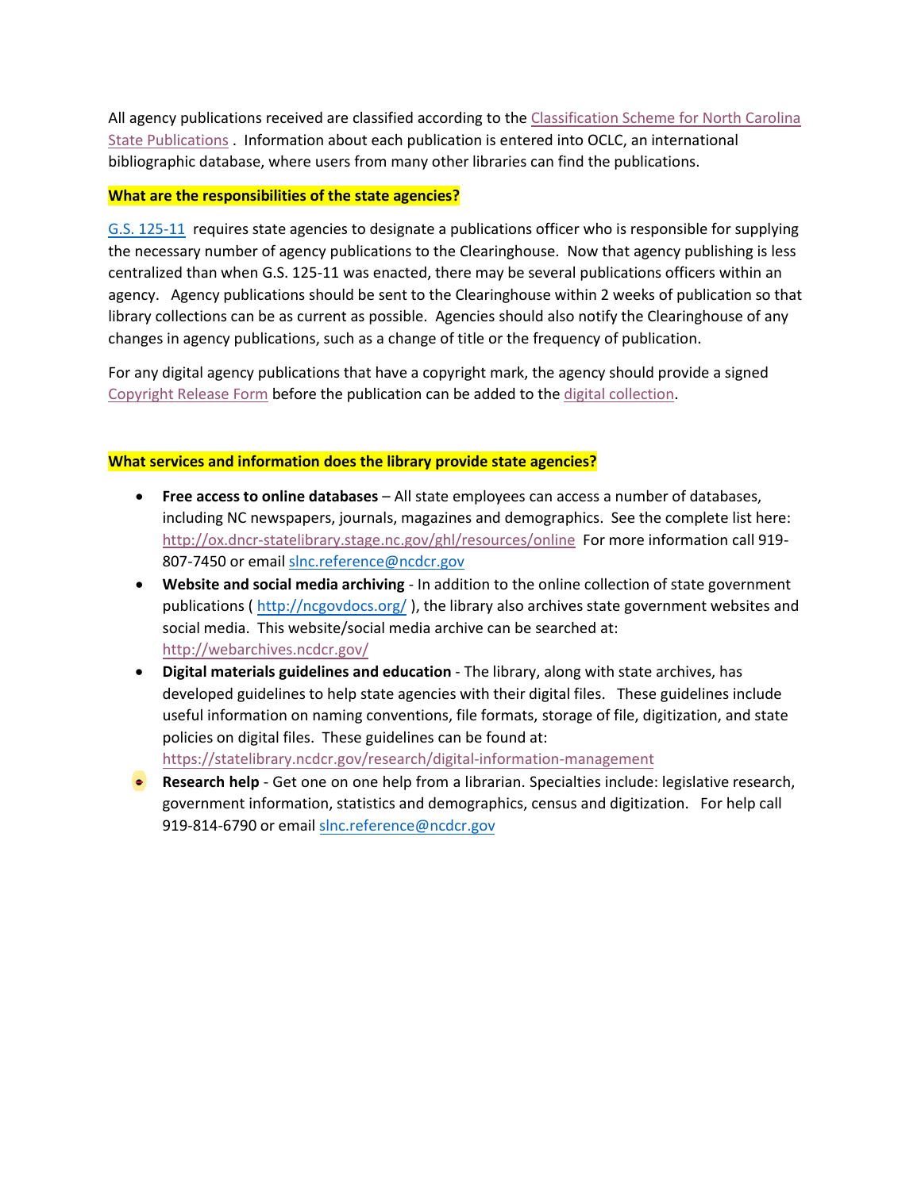All agency publications received are classified according to the [Classification Scheme for North Carolina State Publications](). Information about each publication is entered into OCLC, an international bibliographic database, where users from many other libraries can find the publications.

**What are the responsibilities of the state agencies?**

[G.S. 125-11]() requires state agencies to designate a publications officer who is responsible for supplying the necessary number of agency publications to the Clearinghouse. Now that agency publishing is less centralized than when G.S. 125-11 was enacted, there may be several publications officers within an agency. Agency publications should be sent to the Clearinghouse within 2 weeks of publication so that library collections can be as current as possible. Agencies should also notify the Clearinghouse of any changes in agency publications, such as a change of title or the frequency of publication.

For any digital agency publications that have a copyright mark, the agency should provide a signed [Copyright Release Form]() before the publication can be added to the [digital collection]().

**What services and information does the library provide state agencies?**

- **Free access to online databases** – All state employees can access a number of databases, including NC newspapers, journals, magazines and demographics. See the complete list here: http://ox.dncr-statelibrary.stage.nc.gov/ghl/resources/online For more information call 919-807-7450 or email slnc.reference@ncdcr.gov
- **Website and social media archiving** - In addition to the online collection of state government publications ( http://ncgovdocs.org/ ), the library also archives state government websites and social media. This website/social media archive can be searched at: http://webarchives.ncdcr.gov/
- **Digital materials guidelines and education** - The library, along with state archives, has developed guidelines to help state agencies with their digital files. These guidelines include useful information on naming conventions, file formats, storage of file, digitization, and state policies on digital files. These guidelines can be found at: https://statelibrary.ncdcr.gov/research/digital-information-management
- **Research help** - Get one on one help from a librarian. Specialties include: legislative research, government information, statistics and demographics, census and digitization. For help call 919-814-6790 or email slnc.reference@ncdcr.gov